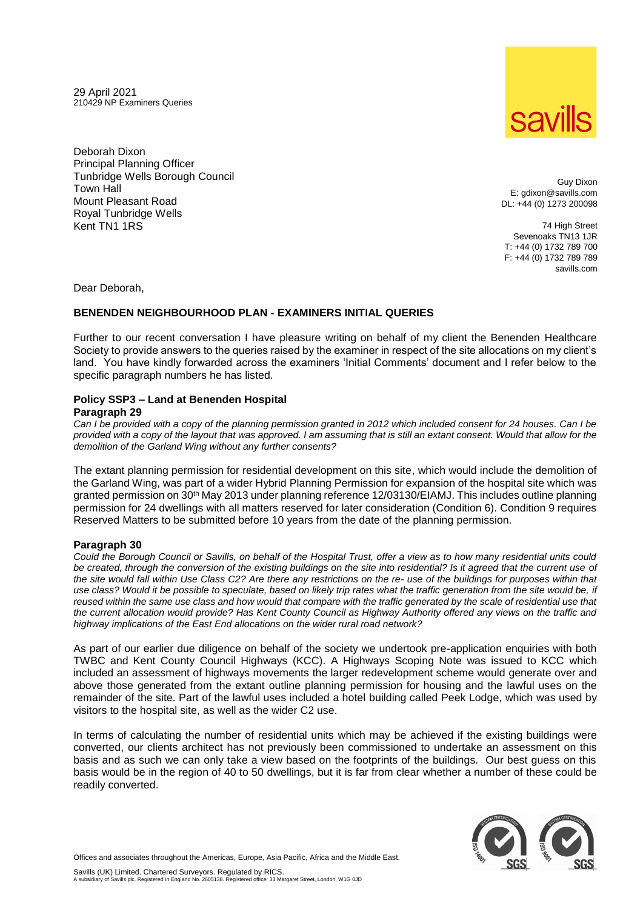29 April 2021
210429 NP Examiners Queries

Deborah Dixon
Principal Planning Officer
Tunbridge Wells Borough Council
Town Hall
Mount Pleasant Road
Royal Tunbridge Wells
Kent TN1 1RS

Guy Dixon
E: gdixon@savills.com
DL: +44 (0) 1273 200098

74 High Street
Sevenoaks TN13 1JR
T: +44 (0) 1732 789 700
F: +44 (0) 1732 789 789
savills.com

Dear Deborah,

**BENENDEN NEIGHBOURHOOD PLAN - EXAMINERS INITIAL QUERIES**

Further to our recent conversation I have pleasure writing on behalf of my client the Benenden Healthcare Society to provide answers to the queries raised by the examiner in respect of the site allocations on my client's land. You have kindly forwarded across the examiners 'Initial Comments' document and I refer below to the specific paragraph numbers he has listed.

**Policy SSP3 – Land at Benenden Hospital**

**Paragraph 29**

*Can I be provided with a copy of the planning permission granted in 2012 which included consent for 24 houses. Can I be provided with a copy of the layout that was approved. I am assuming that is still an extant consent. Would that allow for the demolition of the Garland Wing without any further consents?*

The extant planning permission for residential development on this site, which would include the demolition of the Garland Wing, was part of a wider Hybrid Planning Permission for expansion of the hospital site which was granted permission on 30th May 2013 under planning reference 12/03130/EIAMJ. This includes outline planning permission for 24 dwellings with all matters reserved for later consideration (Condition 6). Condition 9 requires Reserved Matters to be submitted before 10 years from the date of the planning permission.

**Paragraph 30**

*Could the Borough Council or Savills, on behalf of the Hospital Trust, offer a view as to how many residential units could be created, through the conversion of the existing buildings on the site into residential? Is it agreed that the current use of the site would fall within Use Class C2? Are there any restrictions on the re- use of the buildings for purposes within that use class? Would it be possible to speculate, based on likely trip rates what the traffic generation from the site would be, if reused within the same use class and how would that compare with the traffic generated by the scale of residential use that the current allocation would provide? Has Kent County Council as Highway Authority offered any views on the traffic and highway implications of the East End allocations on the wider rural road network?*

As part of our earlier due diligence on behalf of the society we undertook pre-application enquiries with both TWBC and Kent County Council Highways (KCC). A Highways Scoping Note was issued to KCC which included an assessment of highways movements the larger redevelopment scheme would generate over and above those generated from the extant outline planning permission for housing and the lawful uses on the remainder of the site. Part of the lawful uses included a hotel building called Peek Lodge, which was used by visitors to the hospital site, as well as the wider C2 use.

In terms of calculating the number of residential units which may be achieved if the existing buildings were converted, our clients architect has not previously been commissioned to undertake an assessment on this basis and as such we can only take a view based on the footprints of the buildings. Our best guess on this basis would be in the region of 40 to 50 dwellings, but it is far from clear whether a number of these could be readily converted.

Offices and associates throughout the Americas, Europe, Asia Pacific, Africa and the Middle East.

Savills (UK) Limited. Chartered Surveyors. Regulated by RICS.
A subsidiary of Savills plc. Registered in England No. 2605138. Registered office: 33 Margaret Street, London, W1G 0JD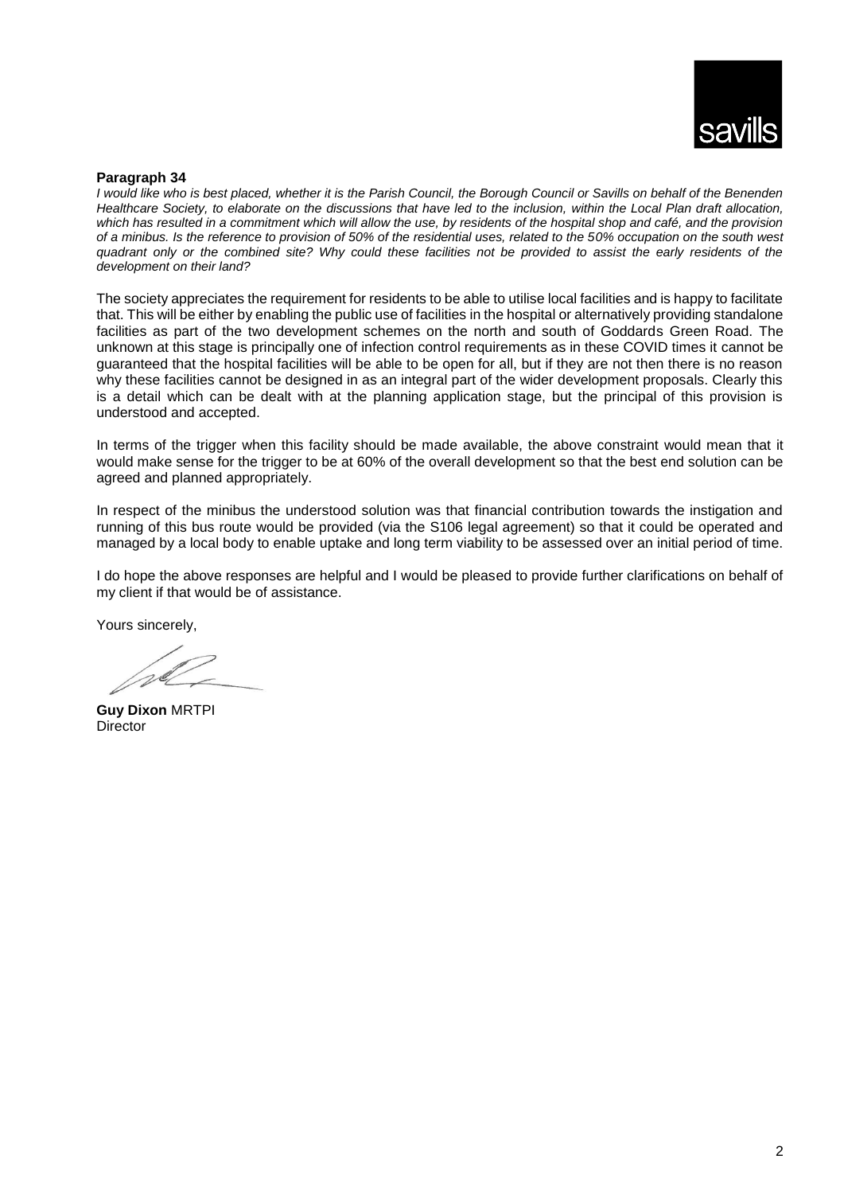**Paragraph 34**

*I would like who is best placed, whether it is the Parish Council, the Borough Council or Savills on behalf of the Benenden Healthcare Society, to elaborate on the discussions that have led to the inclusion, within the Local Plan draft allocation, which has resulted in a commitment which will allow the use, by residents of the hospital shop and café, and the provision of a minibus. Is the reference to provision of 50% of the residential uses, related to the 50% occupation on the south west quadrant only or the combined site? Why could these facilities not be provided to assist the early residents of the development on their land?*

The society appreciates the requirement for residents to be able to utilise local facilities and is happy to facilitate that. This will be either by enabling the public use of facilities in the hospital or alternatively providing standalone facilities as part of the two development schemes on the north and south of Goddards Green Road. The unknown at this stage is principally one of infection control requirements as in these COVID times it cannot be guaranteed that the hospital facilities will be able to be open for all, but if they are not then there is no reason why these facilities cannot be designed in as an integral part of the wider development proposals. Clearly this is a detail which can be dealt with at the planning application stage, but the principal of this provision is understood and accepted.

In terms of the trigger when this facility should be made available, the above constraint would mean that it would make sense for the trigger to be at 60% of the overall development so that the best end solution can be agreed and planned appropriately.

In respect of the minibus the understood solution was that financial contribution towards the instigation and running of this bus route would be provided (via the S106 legal agreement) so that it could be operated and managed by a local body to enable uptake and long term viability to be assessed over an initial period of time.

I do hope the above responses are helpful and I would be pleased to provide further clarifications on behalf of my client if that would be of assistance.

Yours sincerely,

**Guy Dixon** MRTPI
Director